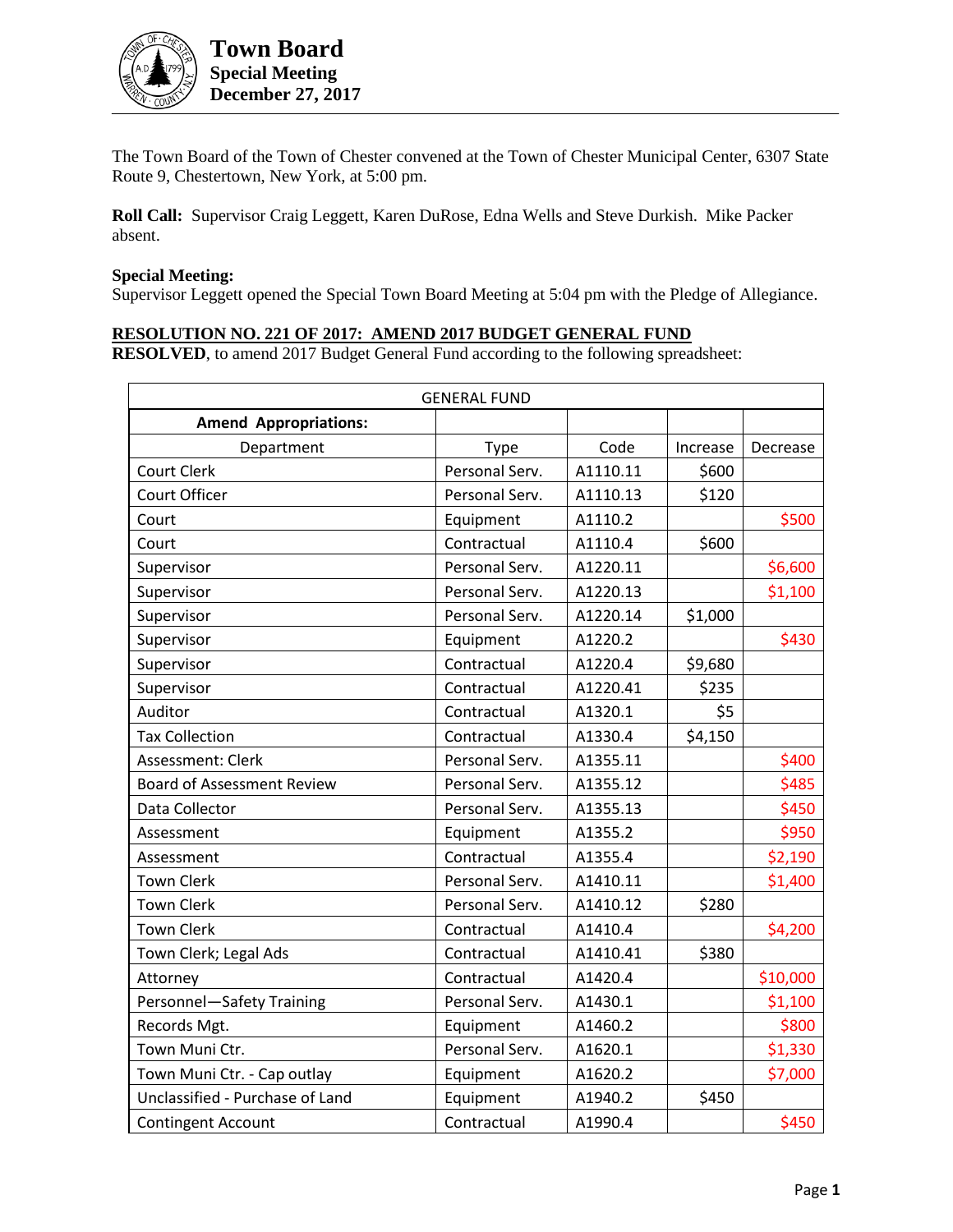# Town Board
## Special Meeting
## December 27, 2017

The Town Board of the Town of Chester convened at the Town of Chester Municipal Center, 6307 State Route 9, Chestertown, New York, at 5:00 pm.

**Roll Call:** Supervisor Craig Leggett, Karen DuRose, Edna Wells and Steve Durkish. Mike Packer absent.

**Special Meeting:**
Supervisor Leggett opened the Special Town Board Meeting at 5:04 pm with the Pledge of Allegiance.

**RESOLUTION NO. 221 OF 2017: AMEND 2017 BUDGET GENERAL FUND**
**RESOLVED**, to amend 2017 Budget General Fund according to the following spreadsheet:

| GENERAL FUND | | | | |
|---|---|---|---|---|
| **Amend Appropriations:** | | | | |
| Department | Type | Code | Increase | Decrease |
| Court Clerk | Personal Serv. | A1110.11 | $600 | |
| Court Officer | Personal Serv. | A1110.13 | $120 | |
| Court | Equipment | A1110.2 | | $500 |
| Court | Contractual | A1110.4 | $600 | |
| Supervisor | Personal Serv. | A1220.11 | | $6,600 |
| Supervisor | Personal Serv. | A1220.13 | | $1,100 |
| Supervisor | Personal Serv. | A1220.14 | $1,000 | |
| Supervisor | Equipment | A1220.2 | | $430 |
| Supervisor | Contractual | A1220.4 | $9,680 | |
| Supervisor | Contractual | A1220.41 | $235 | |
| Auditor | Contractual | A1320.1 | $5 | |
| Tax Collection | Contractual | A1330.4 | $4,150 | |
| Assessment: Clerk | Personal Serv. | A1355.11 | | $400 |
| Board of Assessment Review | Personal Serv. | A1355.12 | | $485 |
| Data Collector | Personal Serv. | A1355.13 | | $450 |
| Assessment | Equipment | A1355.2 | | $950 |
| Assessment | Contractual | A1355.4 | | $2,190 |
| Town Clerk | Personal Serv. | A1410.11 | | $1,400 |
| Town Clerk | Personal Serv. | A1410.12 | $280 | |
| Town Clerk | Contractual | A1410.4 | | $4,200 |
| Town Clerk; Legal Ads | Contractual | A1410.41 | $380 | |
| Attorney | Contractual | A1420.4 | | $10,000 |
| Personnel—Safety Training | Personal Serv. | A1430.1 | | $1,100 |
| Records Mgt. | Equipment | A1460.2 | | $800 |
| Town Muni Ctr. | Personal Serv. | A1620.1 | | $1,330 |
| Town Muni Ctr. - Cap outlay | Equipment | A1620.2 | | $7,000 |
| Unclassified - Purchase of Land | Equipment | A1940.2 | $450 | |
| Contingent Account | Contractual | A1990.4 | | $450 |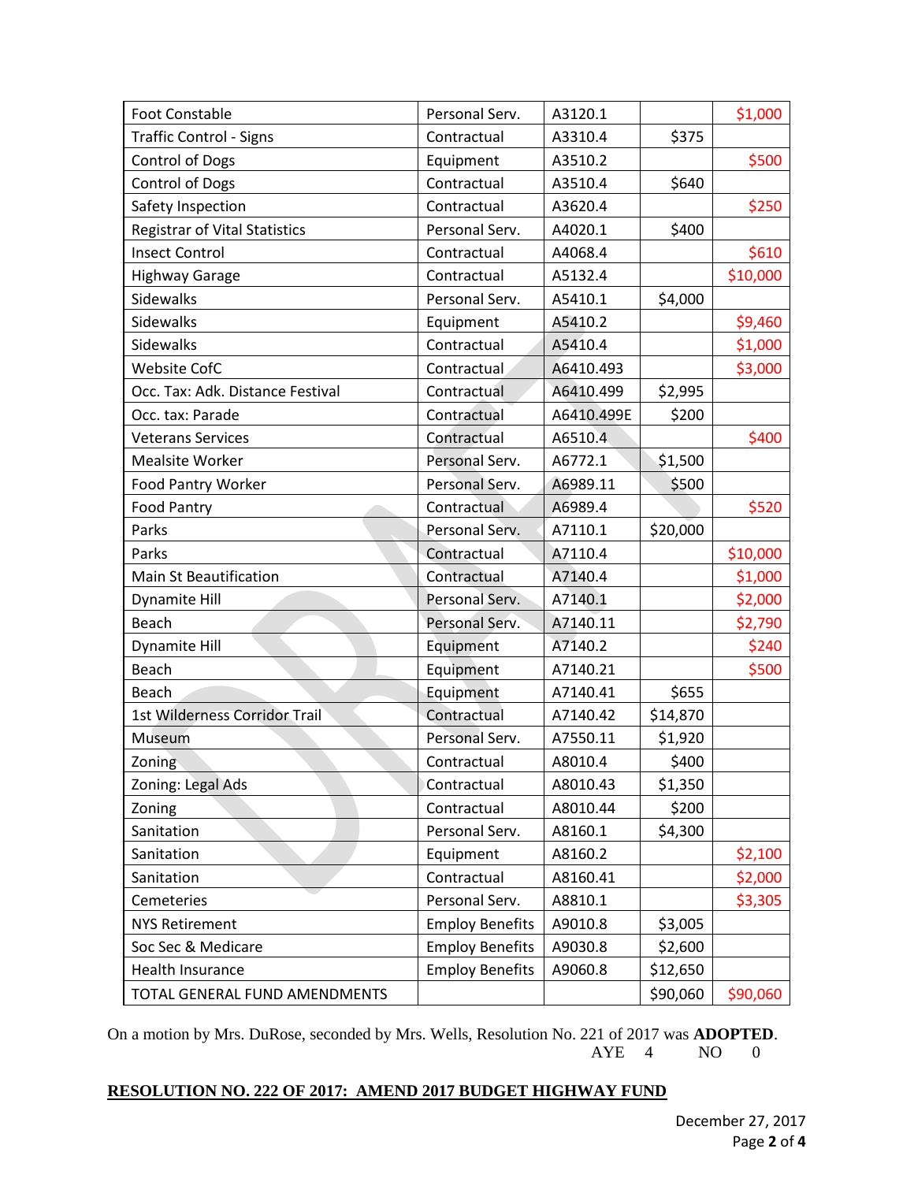| | | | | |
|---|---|---|---|---|
| Foot Constable | Personal Serv. | A3120.1 | | $1,000 |
| Traffic Control - Signs | Contractual | A3310.4 | $375 | |
| Control of Dogs | Equipment | A3510.2 | | $500 |
| Control of Dogs | Contractual | A3510.4 | $640 | |
| Safety Inspection | Contractual | A3620.4 | | $250 |
| Registrar of Vital Statistics | Personal Serv. | A4020.1 | $400 | |
| Insect Control | Contractual | A4068.4 | | $610 |
| Highway Garage | Contractual | A5132.4 | | $10,000 |
| Sidewalks | Personal Serv. | A5410.1 | $4,000 | |
| Sidewalks | Equipment | A5410.2 | | $9,460 |
| Sidewalks | Contractual | A5410.4 | | $1,000 |
| Website CofC | Contractual | A6410.493 | | $3,000 |
| Occ. Tax: Adk. Distance Festival | Contractual | A6410.499 | $2,995 | |
| Occ. tax: Parade | Contractual | A6410.499E | $200 | |
| Veterans Services | Contractual | A6510.4 | | $400 |
| Mealsite Worker | Personal Serv. | A6772.1 | $1,500 | |
| Food Pantry Worker | Personal Serv. | A6989.11 | $500 | |
| Food Pantry | Contractual | A6989.4 | | $520 |
| Parks | Personal Serv. | A7110.1 | $20,000 | |
| Parks | Contractual | A7110.4 | | $10,000 |
| Main St Beautification | Contractual | A7140.4 | | $1,000 |
| Dynamite Hill | Personal Serv. | A7140.1 | | $2,000 |
| Beach | Personal Serv. | A7140.11 | | $2,790 |
| Dynamite Hill | Equipment | A7140.2 | | $240 |
| Beach | Equipment | A7140.21 | | $500 |
| Beach | Equipment | A7140.41 | $655 | |
| 1st Wilderness Corridor Trail | Contractual | A7140.42 | $14,870 | |
| Museum | Personal Serv. | A7550.11 | $1,920 | |
| Zoning | Contractual | A8010.4 | $400 | |
| Zoning: Legal Ads | Contractual | A8010.43 | $1,350 | |
| Zoning | Contractual | A8010.44 | $200 | |
| Sanitation | Personal Serv. | A8160.1 | $4,300 | |
| Sanitation | Equipment | A8160.2 | | $2,100 |
| Sanitation | Contractual | A8160.41 | | $2,000 |
| Cemeteries | Personal Serv. | A8810.1 | | $3,305 |
| NYS Retirement | Employ Benefits | A9010.8 | $3,005 | |
| Soc Sec & Medicare | Employ Benefits | A9030.8 | $2,600 | |
| Health Insurance | Employ Benefits | A9060.8 | $12,650 | |
| TOTAL GENERAL FUND AMENDMENTS | | | $90,060 | $90,060 |

On a motion by Mrs. DuRose, seconded by Mrs. Wells, Resolution No. 221 of 2017 was **ADOPTED**.

AYE 4 NO 0

**RESOLUTION NO. 222 OF 2017: AMEND 2017 BUDGET HIGHWAY FUND**

December 27, 2017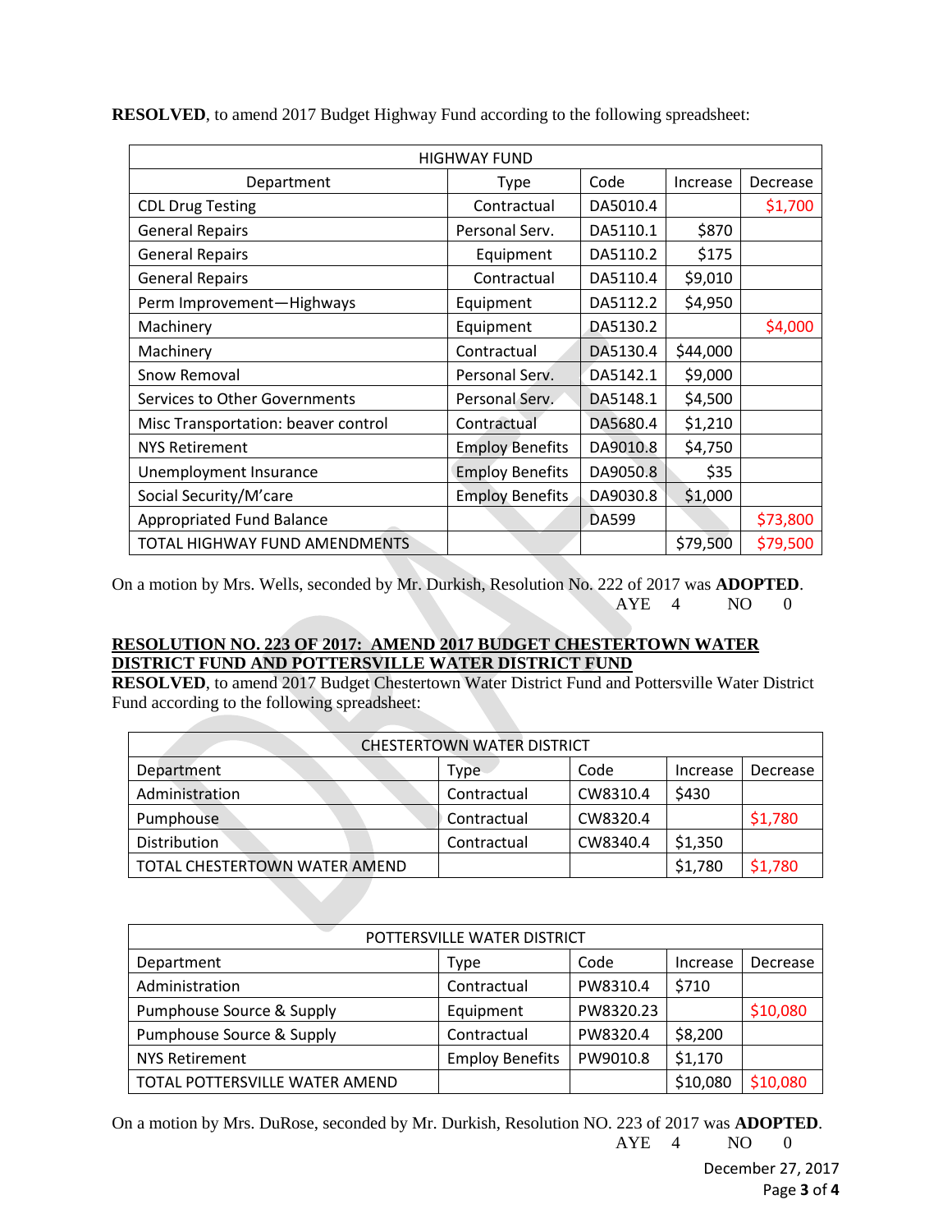**RESOLVED**, to amend 2017 Budget Highway Fund according to the following spreadsheet:

| HIGHWAY FUND | | | | |
|---|---|---|---|---|
| Department | Type | Code | Increase | Decrease |
| CDL Drug Testing | Contractual | DA5010.4 | | $1,700 |
| General Repairs | Personal Serv. | DA5110.1 | $870 | |
| General Repairs | Equipment | DA5110.2 | $175 | |
| General Repairs | Contractual | DA5110.4 | $9,010 | |
| Perm Improvement—Highways | Equipment | DA5112.2 | $4,950 | |
| Machinery | Equipment | DA5130.2 | | $4,000 |
| Machinery | Contractual | DA5130.4 | $44,000 | |
| Snow Removal | Personal Serv. | DA5142.1 | $9,000 | |
| Services to Other Governments | Personal Serv. | DA5148.1 | $4,500 | |
| Misc Transportation: beaver control | Contractual | DA5680.4 | $1,210 | |
| NYS Retirement | Employ Benefits | DA9010.8 | $4,750 | |
| Unemployment Insurance | Employ Benefits | DA9050.8 | $35 | |
| Social Security/M'care | Employ Benefits | DA9030.8 | $1,000 | |
| Appropriated Fund Balance | | DA599 | | $73,800 |
| TOTAL HIGHWAY FUND AMENDMENTS | | | $79,500 | $79,500 |

On a motion by Mrs. Wells, seconded by Mr. Durkish, Resolution No. 222 of 2017 was **ADOPTED**.

AYE 4 NO 0

**RESOLUTION NO. 223 OF 2017: AMEND 2017 BUDGET CHESTERTOWN WATER DISTRICT FUND AND POTTERSVILLE WATER DISTRICT FUND**

**RESOLVED**, to amend 2017 Budget Chestertown Water District Fund and Pottersville Water District Fund according to the following spreadsheet:

| CHESTERTOWN WATER DISTRICT | | | | |
|---|---|---|---|---|
| Department | Type | Code | Increase | Decrease |
| Administration | Contractual | CW8310.4 | $430 | |
| Pumphouse | Contractual | CW8320.4 | | $1,780 |
| Distribution | Contractual | CW8340.4 | $1,350 | |
| TOTAL CHESTERTOWN WATER AMEND | | | $1,780 | $1,780 |

| POTTERSVILLE WATER DISTRICT | | | | |
|---|---|---|---|---|
| Department | Type | Code | Increase | Decrease |
| Administration | Contractual | PW8310.4 | $710 | |
| Pumphouse Source & Supply | Equipment | PW8320.23 | | $10,080 |
| Pumphouse Source & Supply | Contractual | PW8320.4 | $8,200 | |
| NYS Retirement | Employ Benefits | PW9010.8 | $1,170 | |
| TOTAL POTTERSVILLE WATER AMEND | | | $10,080 | $10,080 |

On a motion by Mrs. DuRose, seconded by Mr. Durkish, Resolution NO. 223 of 2017 was **ADOPTED**.

AYE 4 NO 0

December 27, 2017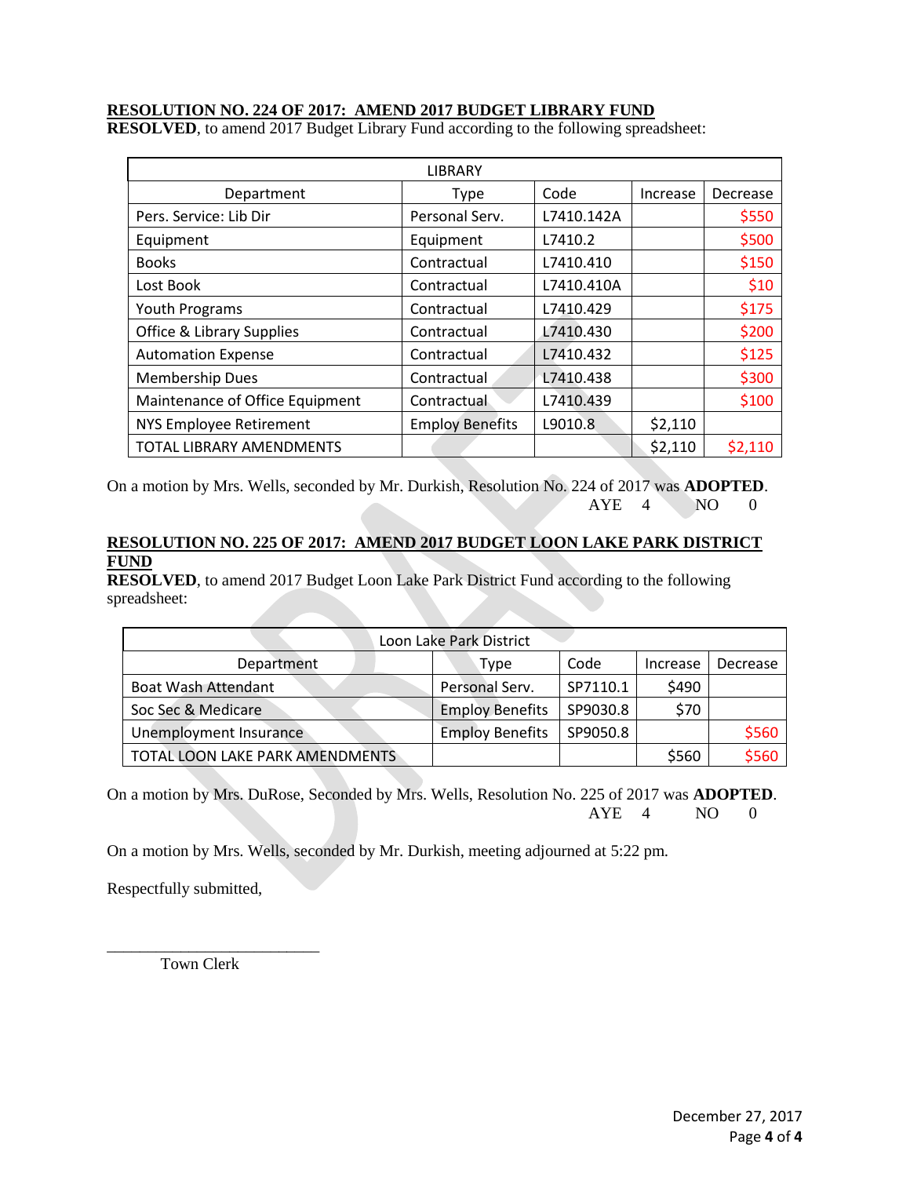**RESOLUTION NO. 224 OF 2017: AMEND 2017 BUDGET LIBRARY FUND**

**RESOLVED**, to amend 2017 Budget Library Fund according to the following spreadsheet:

| LIBRARY | | | | |
|---|---|---|---|---|
| Department | Type | Code | Increase | Decrease |
| Pers. Service: Lib Dir | Personal Serv. | L7410.142A | | $550 |
| Equipment | Equipment | L7410.2 | | $500 |
| Books | Contractual | L7410.410 | | $150 |
| Lost Book | Contractual | L7410.410A | | $10 |
| Youth Programs | Contractual | L7410.429 | | $175 |
| Office & Library Supplies | Contractual | L7410.430 | | $200 |
| Automation Expense | Contractual | L7410.432 | | $125 |
| Membership Dues | Contractual | L7410.438 | | $300 |
| Maintenance of Office Equipment | Contractual | L7410.439 | | $100 |
| NYS Employee Retirement | Employ Benefits | L9010.8 | $2,110 | |
| TOTAL LIBRARY AMENDMENTS | | | $2,110 | $2,110 |

On a motion by Mrs. Wells, seconded by Mr. Durkish, Resolution No. 224 of 2017 was **ADOPTED**.
AYE 4 NO 0

**RESOLUTION NO. 225 OF 2017: AMEND 2017 BUDGET LOON LAKE PARK DISTRICT FUND**

**RESOLVED**, to amend 2017 Budget Loon Lake Park District Fund according to the following spreadsheet:

| Loon Lake Park District | | | | |
|---|---|---|---|---|
| Department | Type | Code | Increase | Decrease |
| Boat Wash Attendant | Personal Serv. | SP7110.1 | $490 | |
| Soc Sec & Medicare | Employ Benefits | SP9030.8 | $70 | |
| Unemployment Insurance | Employ Benefits | SP9050.8 | | $560 |
| TOTAL LOON LAKE PARK AMENDMENTS | | | $560 | $560 |

On a motion by Mrs. DuRose, Seconded by Mrs. Wells, Resolution No. 225 of 2017 was **ADOPTED**.
AYE 4 NO 0

On a motion by Mrs. Wells, seconded by Mr. Durkish, meeting adjourned at 5:22 pm.

Respectfully submitted,

___________________________
Town Clerk

December 27, 2017